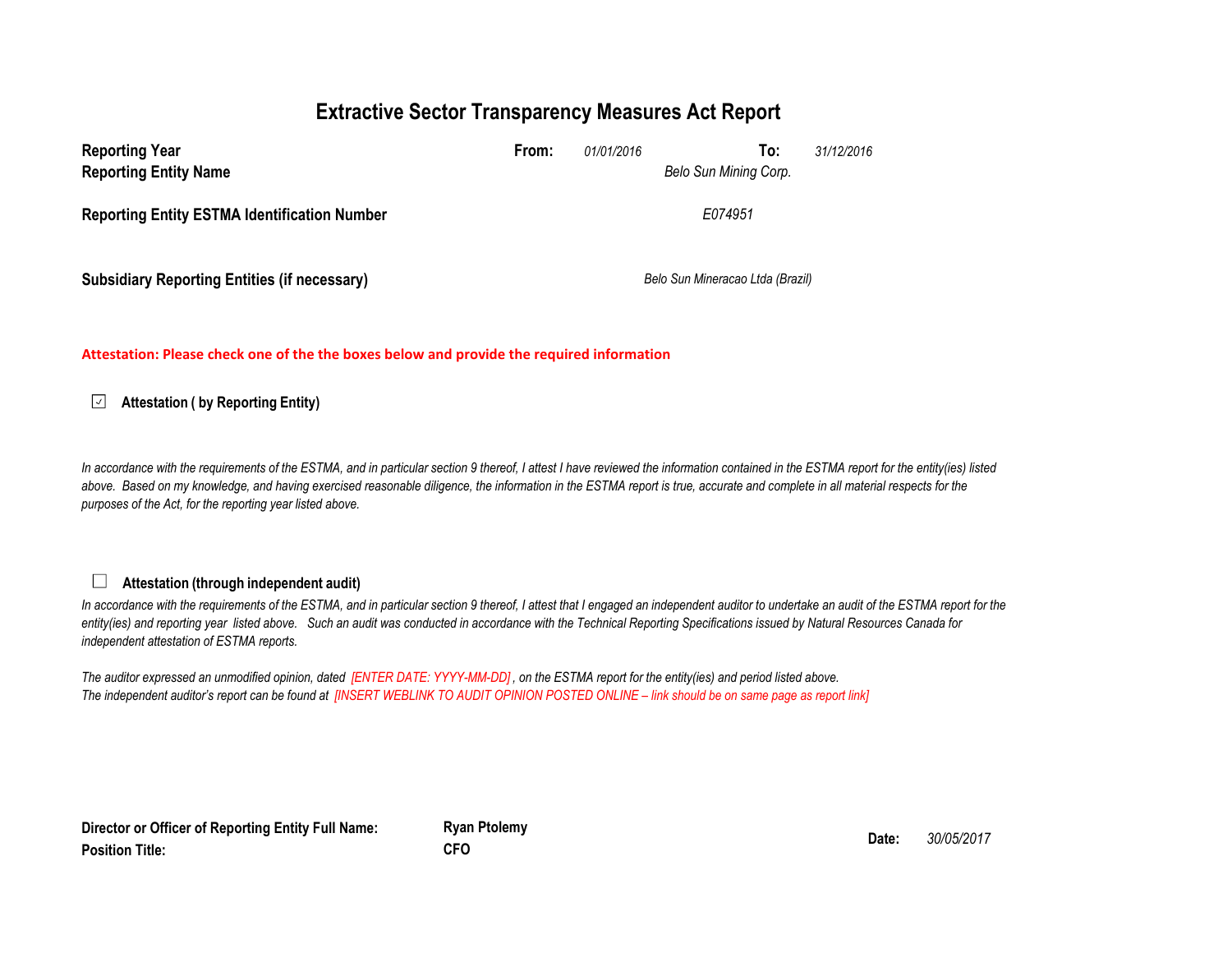# Extractive Sector Transparency Measures Act Report

| | | | | |
|---|---|---|---|---|
| **Reporting Year** | **From:** | *01/01/2016* | **To:** | *31/12/2016* |
| **Reporting Entity Name** | | *Belo Sun Mining Corp.* | | |
| **Reporting Entity ESTMA Identification Number** | | *E074951* | | |
| **Subsidiary Reporting Entities (if necessary)** | | *Belo Sun Mineracao Ltda (Brazil)* | | |

**Attestation: Please check one of the the boxes below and provide the required information**

☑ **Attestation ( by Reporting Entity)**

*In accordance with the requirements of the ESTMA, and in particular section 9 thereof, I attest I have reviewed the information contained in the ESTMA report for the entity(ies) listed above. Based on my knowledge, and having exercised reasonable diligence, the information in the ESTMA report is true, accurate and complete in all material respects for the purposes of the Act, for the reporting year listed above.*

☐ **Attestation (through independent audit)**

*In accordance with the requirements of the ESTMA, and in particular section 9 thereof, I attest that I engaged an independent auditor to undertake an audit of the ESTMA report for the entity(ies) and reporting year listed above. Such an audit was conducted in accordance with the Technical Reporting Specifications issued by Natural Resources Canada for independent attestation of ESTMA reports.*

*The auditor expressed an unmodified opinion, dated [ENTER DATE: YYYY-MM-DD] , on the ESTMA report for the entity(ies) and period listed above.*
*The independent auditor's report can be found at [INSERT WEBLINK TO AUDIT OPINION POSTED ONLINE – link should be on same page as report link]*

| | | | |
|---|---|---|---|
| **Director or Officer of Reporting Entity Full Name:** | **Ryan Ptolemy** | **Date:** | *30/05/2017* |
| **Position Title:** | **CFO** | | |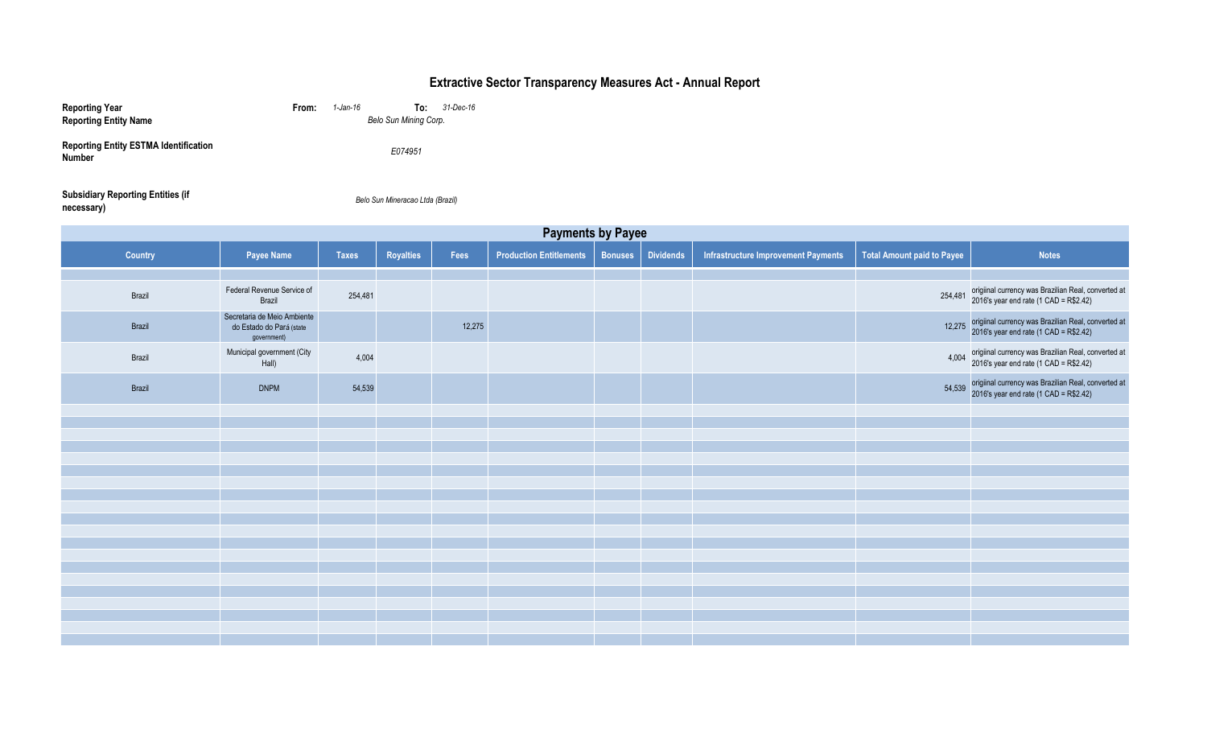# Extractive Sector Transparency Measures Act - Annual Report

**Reporting Year** **From:** *1-Jan-16* **To:** *31-Dec-16*

**Reporting Entity Name** *Belo Sun Mining Corp.*

**Reporting Entity ESTMA Identification Number** *E074951*

**Subsidiary Reporting Entities (if necessary)** *Belo Sun Mineracao Ltda (Brazil)*

## Payments by Payee

| Country | Payee Name | Taxes | Royalties | Fees | Production Entitlements | Bonuses | Dividends | Infrastructure Improvement Payments | Total Amount paid to Payee | Notes |
|---|---|---|---|---|---|---|---|---|---|---|
| Brazil | Federal Revenue Service of Brazil | 254,481 | | | | | | | 254,481 | origiinal currency was Brazilian Real, converted at 2016's year end rate (1 CAD = R$2.42) |
| Brazil | Secretaria de Meio Ambiente do Estado do Pará (state government) | | | 12,275 | | | | | 12,275 | origiinal currency was Brazilian Real, converted at 2016's year end rate (1 CAD = R$2.42) |
| Brazil | Municipal government (City Hall) | 4,004 | | | | | | | 4,004 | origiinal currency was Brazilian Real, converted at 2016's year end rate (1 CAD = R$2.42) |
| Brazil | DNPM | 54,539 | | | | | | | 54,539 | origiinal currency was Brazilian Real, converted at 2016's year end rate (1 CAD = R$2.42) |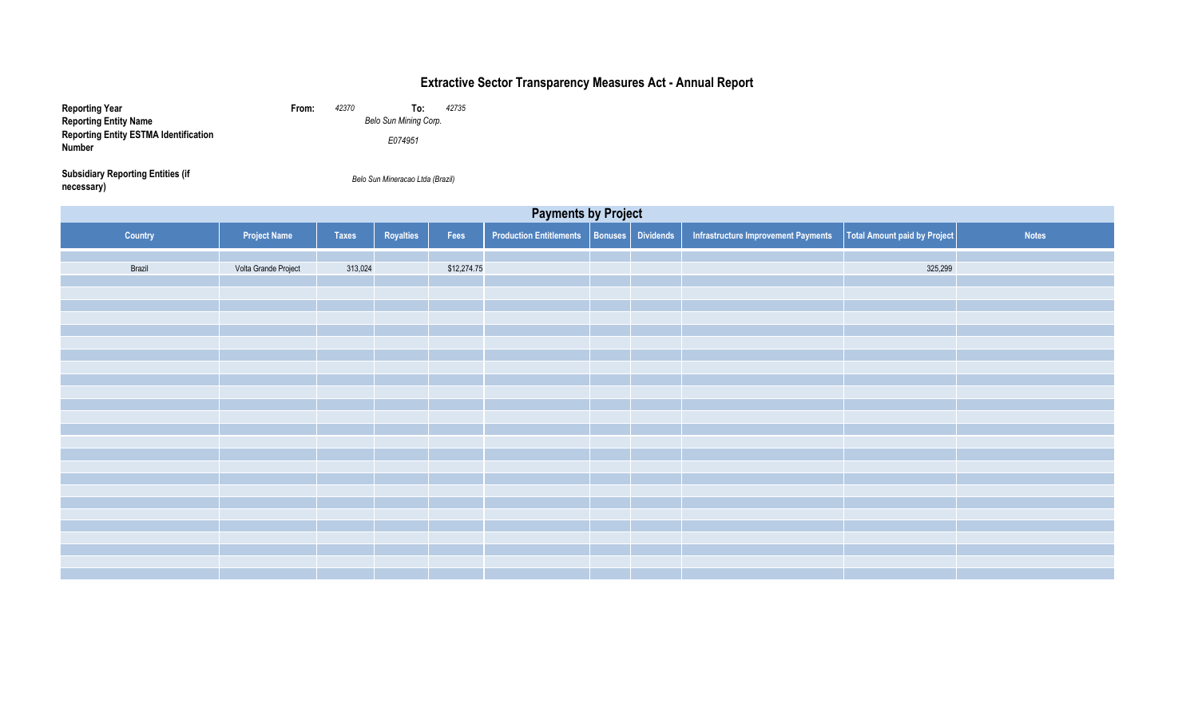# Extractive Sector Transparency Measures Act - Annual Report

**Reporting Year** **From:** *42370* **To:** *42735*

**Reporting Entity Name** *Belo Sun Mining Corp.*

**Reporting Entity ESTMA Identification Number** *E074951*

**Subsidiary Reporting Entities (if necessary)** *Belo Sun Mineracao Ltda (Brazil)*

## Payments by Project

| Country | Project Name | Taxes | Royalties | Fees | Production Entitlements | Bonuses | Dividends | Infrastructure Improvement Payments | Total Amount paid by Project | Notes |
|---|---|---|---|---|---|---|---|---|---|---|
| Brazil | Volta Grande Project | 313,024 | | $12,274.75 | | | | | 325,299 | |